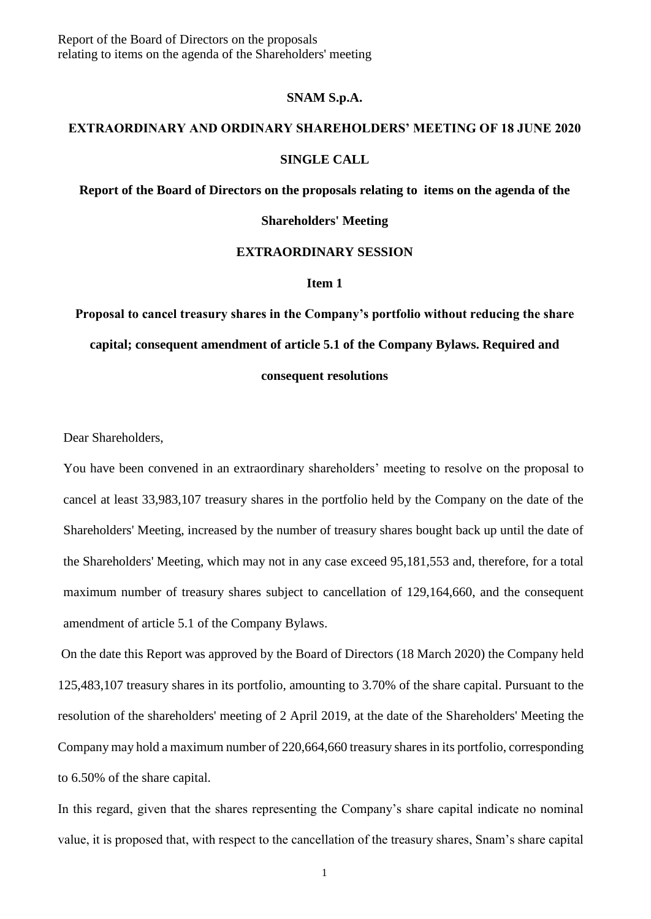**SNAM S.p.A.**

**EXTRAORDINARY AND ORDINARY SHAREHOLDERS' MEETING OF 18 JUNE 2020**

**SINGLE CALL**

**Report of the Board of Directors on the proposals relating to items on the agenda of the Shareholders' Meeting**

**EXTRAORDINARY SESSION**

**Item 1**

**Proposal to cancel treasury shares in the Company's portfolio without reducing the share capital; consequent amendment of article 5.1 of the Company Bylaws. Required and consequent resolutions**

Dear Shareholders,

You have been convened in an extraordinary shareholders' meeting to resolve on the proposal to cancel at least 33,983,107 treasury shares in the portfolio held by the Company on the date of the Shareholders' Meeting, increased by the number of treasury shares bought back up until the date of the Shareholders' Meeting, which may not in any case exceed 95,181,553 and, therefore, for a total maximum number of treasury shares subject to cancellation of 129,164,660, and the consequent amendment of article 5.1 of the Company Bylaws.

On the date this Report was approved by the Board of Directors (18 March 2020) the Company held 125,483,107 treasury shares in its portfolio, amounting to 3.70% of the share capital. Pursuant to the resolution of the shareholders' meeting of 2 April 2019, at the date of the Shareholders' Meeting the Company may hold a maximum number of 220,664,660 treasury shares in its portfolio, corresponding to 6.50% of the share capital.

In this regard, given that the shares representing the Company's share capital indicate no nominal value, it is proposed that, with respect to the cancellation of the treasury shares, Snam's share capital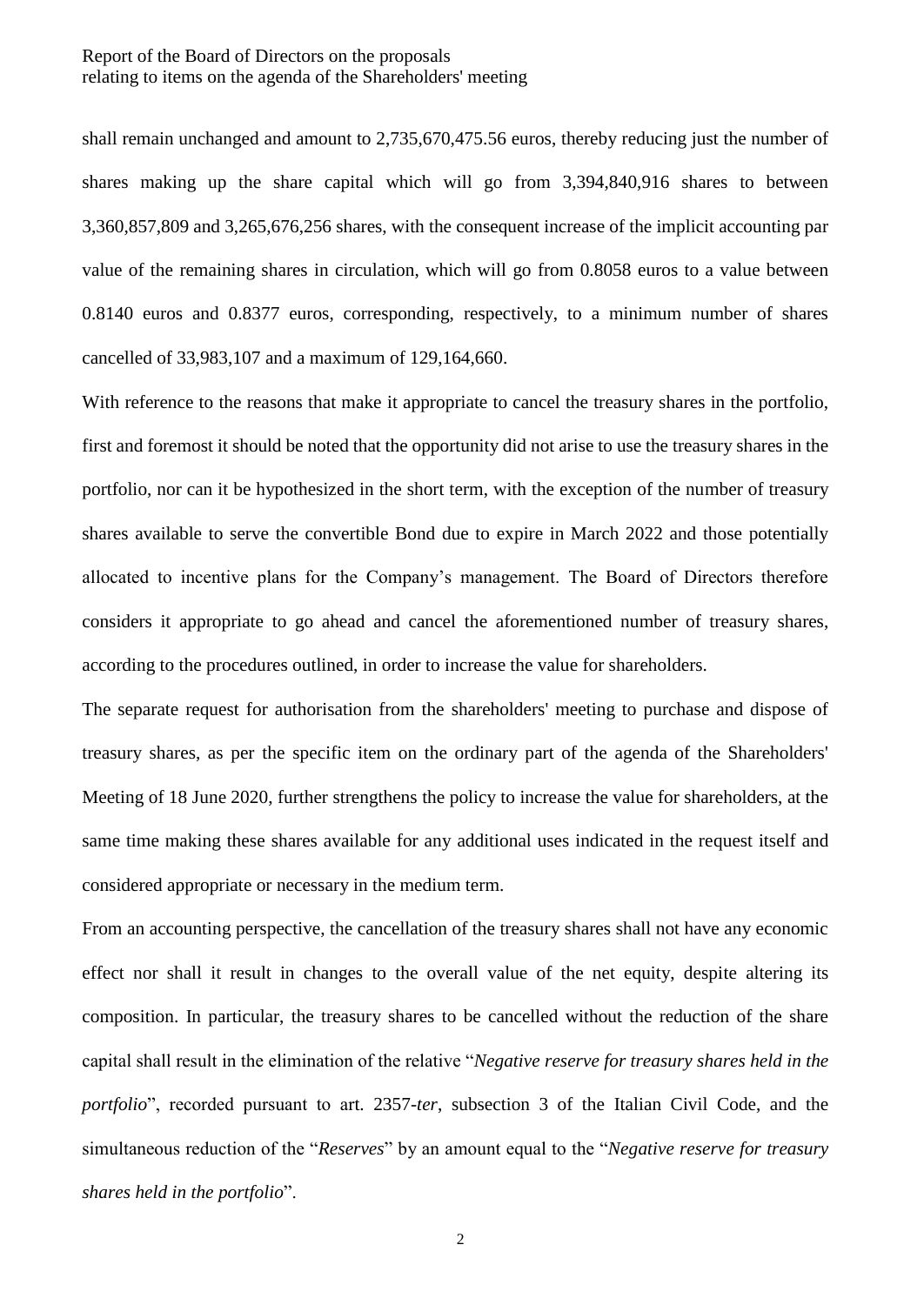shall remain unchanged and amount to 2,735,670,475.56 euros, thereby reducing just the number of shares making up the share capital which will go from 3,394,840,916 shares to between 3,360,857,809 and 3,265,676,256 shares, with the consequent increase of the implicit accounting par value of the remaining shares in circulation, which will go from 0.8058 euros to a value between 0.8140 euros and 0.8377 euros, corresponding, respectively, to a minimum number of shares cancelled of 33,983,107 and a maximum of 129,164,660.

With reference to the reasons that make it appropriate to cancel the treasury shares in the portfolio, first and foremost it should be noted that the opportunity did not arise to use the treasury shares in the portfolio, nor can it be hypothesized in the short term, with the exception of the number of treasury shares available to serve the convertible Bond due to expire in March 2022 and those potentially allocated to incentive plans for the Company's management. The Board of Directors therefore considers it appropriate to go ahead and cancel the aforementioned number of treasury shares, according to the procedures outlined, in order to increase the value for shareholders.

The separate request for authorisation from the shareholders' meeting to purchase and dispose of treasury shares, as per the specific item on the ordinary part of the agenda of the Shareholders' Meeting of 18 June 2020, further strengthens the policy to increase the value for shareholders, at the same time making these shares available for any additional uses indicated in the request itself and considered appropriate or necessary in the medium term.

From an accounting perspective, the cancellation of the treasury shares shall not have any economic effect nor shall it result in changes to the overall value of the net equity, despite altering its composition. In particular, the treasury shares to be cancelled without the reduction of the share capital shall result in the elimination of the relative "*Negative reserve for treasury shares held in the portfolio*", recorded pursuant to art. 2357-*ter*, subsection 3 of the Italian Civil Code, and the simultaneous reduction of the "*Reserves*" by an amount equal to the "*Negative reserve for treasury shares held in the portfolio*".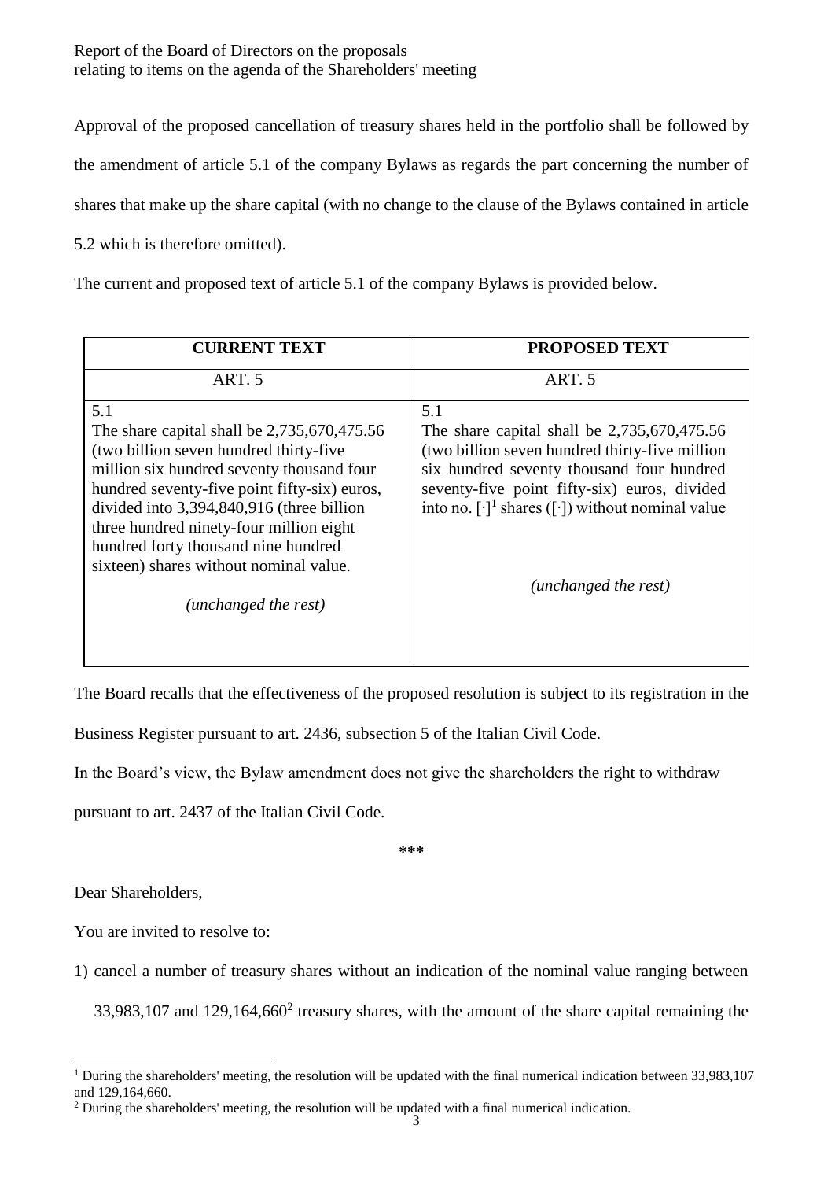Approval of the proposed cancellation of treasury shares held in the portfolio shall be followed by the amendment of article 5.1 of the company Bylaws as regards the part concerning the number of shares that make up the share capital (with no change to the clause of the Bylaws contained in article 5.2 which is therefore omitted).

The current and proposed text of article 5.1 of the company Bylaws is provided below.

| **CURRENT TEXT** | **PROPOSED TEXT** |
|---|---|
| ART. 5 | ART. 5 |
| 5.1<br>The share capital shall be 2,735,670,475.56 (two billion seven hundred thirty-five million six hundred seventy thousand four hundred seventy-five point fifty-six) euros, divided into 3,394,840,916 (three billion three hundred ninety-four million eight hundred forty thousand nine hundred sixteen) shares without nominal value.<br><br>*(unchanged the rest)* | 5.1<br>The share capital shall be 2,735,670,475.56 (two billion seven hundred thirty-five million six hundred seventy thousand four hundred seventy-five point fifty-six) euros, divided into no. [·][1] shares ([·]) without nominal value<br><br>*(unchanged the rest)* |

The Board recalls that the effectiveness of the proposed resolution is subject to its registration in the Business Register pursuant to art. 2436, subsection 5 of the Italian Civil Code.

In the Board's view, the Bylaw amendment does not give the shareholders the right to withdraw pursuant to art. 2437 of the Italian Civil Code.

***

Dear Shareholders,

You are invited to resolve to:

1) cancel a number of treasury shares without an indication of the nominal value ranging between 33,983,107 and 129,164,660[2] treasury shares, with the amount of the share capital remaining the

---

[1] During the shareholders' meeting, the resolution will be updated with the final numerical indication between 33,983,107 and 129,164,660.

[2] During the shareholders' meeting, the resolution will be updated with a final numerical indication.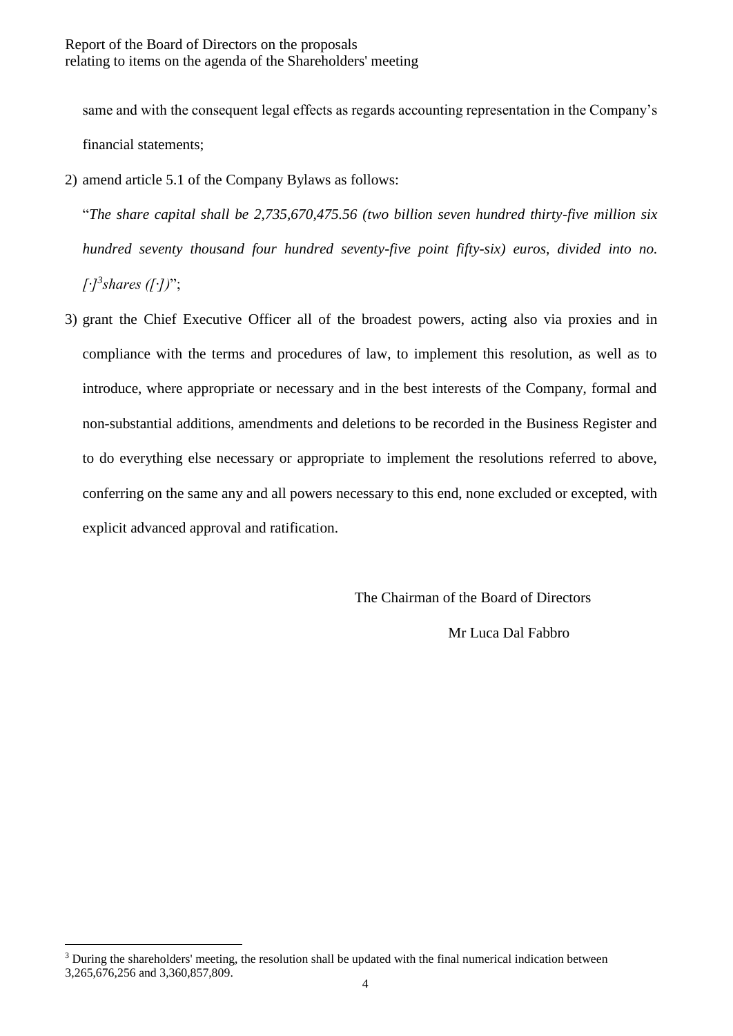same and with the consequent legal effects as regards accounting representation in the Company's financial statements;

2) amend article 5.1 of the Company Bylaws as follows:

"*The share capital shall be 2,735,670,475.56 (two billion seven hundred thirty-five million six hundred seventy thousand four hundred seventy-five point fifty-six) euros, divided into no. [·]*[3] *shares ([·])*";

3) grant the Chief Executive Officer all of the broadest powers, acting also via proxies and in compliance with the terms and procedures of law, to implement this resolution, as well as to introduce, where appropriate or necessary and in the best interests of the Company, formal and non-substantial additions, amendments and deletions to be recorded in the Business Register and to do everything else necessary or appropriate to implement the resolutions referred to above, conferring on the same any and all powers necessary to this end, none excluded or excepted, with explicit advanced approval and ratification.

The Chairman of the Board of Directors

Mr Luca Dal Fabbro

---

[3] During the shareholders' meeting, the resolution shall be updated with the final numerical indication between 3,265,676,256 and 3,360,857,809.